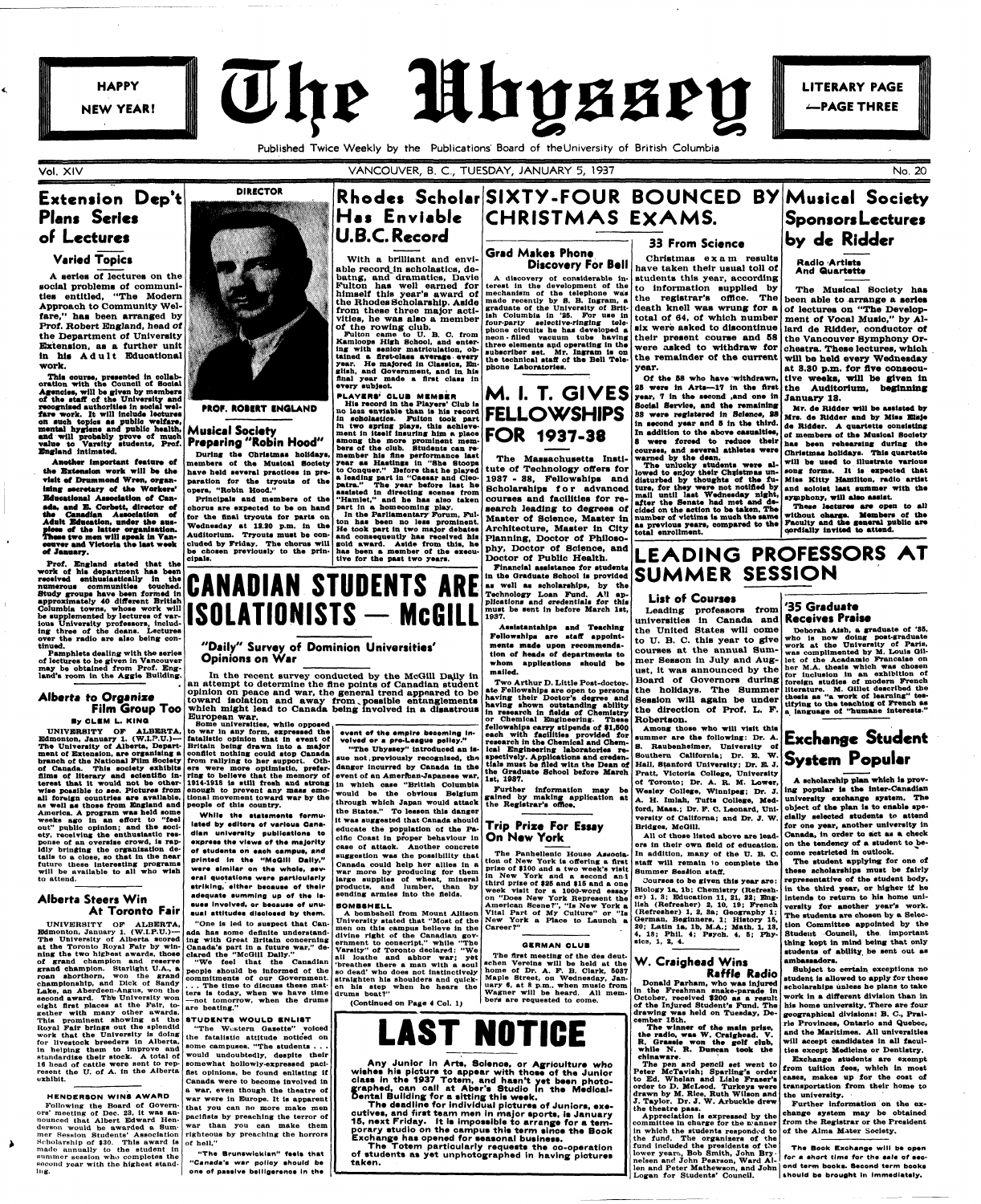HAPPY NEW YEAR!

# The Ubyssey

Published Twice Weekly by the Publications' Board of the University of British Columbia

LITERARY PAGE —PAGE THREE

Vol. XIV — VANCOUVER, B. C., TUESDAY, JANUARY 5, 1937 — No. 20

## Extension Dep't Plans Series of Lectures

### Varied Topics

A series of lectures on the social problems of communities entitled, "The Modern Approach to Community Welfare," has been arranged by Prof. Robert England, head of the Department of University Extension, as a further unit in his Adult Educational work.

This course, presented in collaboration with the Council of Social Agencies, will be given by members of the staff of the University and recognized authorities in social welfare work. It will include lectures on such topics as public welfare, mental hygiene and public health, and will probably prove of much value to Varsity students, Prof. England intimated.

Another important feature of the Extension work will be the visit of Drummond Wren, organizing secretary of the Workers' Educational Association of Canada, and E. Corbett, director of the Canadian Association of Adult Education, under the auspices of the latter organization. These two men will speak in Vancouver and Victoria the last week of January.

Prof. England stated that the work of his department has been received enthusiastically in the numerous communities touched. Study groups have been formed in approximately 40 different British Columbia towns, whose work will be supplemented by lectures of various University professors, including three of the deans. Lectures over the radio are also being continued.

Pamphlets dealing with the series of lectures to be given in Vancouver may be obtained from Prof. England's room in the Aggie Building.

## Alberta to Organize Film Group Too

By CLEM L. KING

UNIVERSITY OF ALBERTA, Edmonton, January 1. (W.I.P.U.)—The University of Alberta, Department of Extension, are organizing a branch of the National Film Society of Canada. This society exhibits films of literary and scientific interest that it would not be otherwise possible to see. Pictures from all foreign countries are available, as well as those from England and America. A program was held some weeks ago in an effort to "feel out" public opinion; and the society, receiving the enthusiastic response of an oversize crowd, is rapidly bringing the organization details to a close, so that in the near future these interesting programs will be available to all who wish to attend.

## Alberta Steers Win At Toronto Fair

UNIVERSITY OF ALBERTA, Edmonton, January 1. (W.I.P.U.)—The University of Alberta scored at the Toronto Royal Fair by winning the two highest awards, those of grand champion and reserve grand champion. Starlight U.A., a roan shorthorn, won the grand championship, and Dick of Sandy Lake, an Aberdeen-Angus, won the second award. The University won eight first places at the Fair, together with many other awards. This prominent showing at the Royal Fair brings out the splendid work that the University is doing for livestock breeders in Alberta, in helping them to improve and standardize their stock. A total of 16 head of cattle were sent to represent the U. of A. in the Alberta exhibit.

### HENDERSON WINS AWARD

Following the Board of Governors' meeting of Dec. 23, it was announced that Albert Edward Henderson would be awarded a Summer Session Students' Association Scholarship of $30. This award is made annually to the student in summer session who completes the second year with the highest standing.

DIRECTOR

PROF. ROBERT ENGLAND

## Musical Society Preparing "Robin Hood"

During the Christmas holidays, members of the Musical Society have held several practices in preparation for the tryouts of the opera, "Robin Hood."

Principals and members of the chorus are expected to be on hand for the final tryouts for parts on Wednesday at 12.30 p.m. in the Auditorium. Tryouts must be concluded by Friday. The chorus will be chosen previously to the principals.

## Rhodes Scholar Has Enviable U.B.C. Record

With a brilliant and enviable record in scholastics, debating, and dramatics, Davie Fulton has well earned for himself this year's award of the Rhodes Scholarship. Aside from these three major activities, he was also a member of the rowing club.

Fulton came to U. B. C. from Kamloops High School, and entering with senior matriculation, obtained a first-class average every year. He majored in Classics, English, and Government, and in his final year made a first class in every subject.

**PLAYERS' CLUB MEMBER**

His record in the Players' Club is no less enviable than is his record in scholastics. Fulton took part in two spring plays, this achievement in itself insuring him a place among the more prominent members of the club. Students can remember his fine performance last year as Hastings in "She Stoops to Conquer." Before that he played a leading part in "Caesar and Cleopatra." The year before last he assisted in directing scenes from "Hamlet," and he has also taken part in a homecoming play.

In the Parliamentary Forum, Fulton has been no less prominent. He took part in two major debates and consequently has received his gold award. Aside from this, he has been a member of the executive for the past two years.

## SIXTY-FOUR BOUNCED BY CHRISTMAS EXAMS.

### 33 From Science

Christmas exam results have taken their usual toll of students this year, according to information supplied by the registrar's office. The death knell was wrung for a total of 64, of which number six were asked to discontinue their present course and 58 were asked to withdraw for the remainder of the current year.

Of the 58 who have withdrawn, 25 were in Arts—17 in the first year, 7 in the second, and one in Social Service, and the remaining 33 were registered in Science, 28 in second year and 5 in the third. In addition to the above casualties, 8 were forced to reduce their courses, and several athletes were warned by the dean.

The unlucky students were allowed to enjoy their Christmas undisturbed by thoughts of the future, for they were not notified by mail until last Wednesday night, after the Senate had met and decided on the action to be taken. The number of victims is much the same as previous years, compared to the total enrollment.

## Grad Makes Phone Discovery For Bell

A discovery of considerable interest in the development of the mechanism of the telephone was made recently by S. B. Ingram, a graduate of the University of British Columbia in '25. For use in four-party selective-ringing telephone circuits he has developed a neon-filled vacuum tube having three elements and operating in the subscriber set. Mr. Ingram is on the technical staff of the Bell Telephone Laboratories.

## M. I. T. GIVES FELLOWSHIPS FOR 1937-38

The Massachusetts Institute of Technology offers for 1937-38, Fellowships and Scholarships for advanced courses and facilities for research leading to degrees of Master of Science, Master in Architecture, Master in City Planning, Doctor of Philosophy, Doctor of Science, and Doctor of Public Health.

Financial assistance for students in the Graduate School is provided as well as scholarships, by the Technology Loan Fund. All applications and credentials for this must be sent in before March 1st, 1937.

Assistantships and Teaching Fellowships are staff appointments made upon recommendation of heads of departments to whom applications should be mailed.

Two Arthur D. Little Post-doctorate Fellowships are open to persons having their Doctor's degree and having shown outstanding ability in research in fields of Chemistry or Chemical Engineering. These fellowships carry stipends of $1,800 each with facilities provided for research in the Chemical and Chemical Engineering laboratories respectively. Applications and credentials must be filed with the Dean of the Graduate School before March 1st, 1937.

Further information may be gained by making application at the Registrar's office.

## Trip Prize For Essay On New York

The Panhellenic House Association of New York is offering a first prize of $100 and a two week's visit in New York and a second and third prize of $25 and $15 and a one week visit for a 1000-word essay on "Does New York Represent the American Scene?", "Is New York a Vital Part of My Culture" or "Is New York a Place to Launch a Career?"

### GERMAN CLUB

The first meeting of the des deutschen Vereins will be held at the home of Dr. A. F. B. Clark, 5087 Maple Street, on Wednesday, January 6, at 8 p.m., when music from Wagner will be heard. All members are requested to come.

## Musical Society Sponsors Lectures by de Ridder

### Radio Artists And Quartette

The Musical Society has been able to arrange a series of lectures on "The Development of Vocal Music," by Allard de Ridder, conductor of the Vancouver Symphony Orchestra. These lectures, which will be held every Wednesday at 3.30 p.m. for five consecutive weeks, will be given in the Auditorium, beginning January 13.

Mr. de Ridder will be assisted by Mrs. de Ridder and by Miss Elsie de Ridder. A quartette consisting of members of the Musical Society has been rehearsing during the Christmas holidays. This quartette will be used to illustrate various song forms. It is expected that Miss Kitty Hamilton, radio artist and soloist last summer with the symphony, will also assist.

These lectures are open to all without charge. Members of the Faculty and the general public are cordially invited to attend.

# CANADIAN STUDENTS ARE ISOLATIONISTS — McGILL

### "Daily" Survey of Dominion Universities' Opinions on War

In the recent survey conducted by the McGill Daily in an attempt to determine the fine points of Canadian student opinion on peace and war, the general trend appeared to be toward isolation and away from possible entanglements which might lead to Canada being involved in a disastrous European war.

Some universities, while opposed to war in any form, expressed the fatalistic opinion that in event of Britain being drawn into a major conflict nothing could stop Canada from rallying to her support. Others were more optimistic, preferring to believe that the memory of 1914-1918 is still fresh and strong enough to prevent any mass emotional movement toward war by the people of this country.

**While the statements formulated by editors of various Canadian university publications to express the views of the majority of students on each campus, and printed in the "McGill Daily," were similar on the whole, several quotations were particularly striking, either because of their adequate summing up of the issues involved, or because of unusual attitudes disclosed by them.**

"One is led to suspect that Canada has some definite understanding with Great Britain concerning Canada's part in a future war," declared the "McGill Daily."

"We feel that the Canadian people should be informed of the commitments of our Government. . . . The time to discuss these matters is today, when we have time —not tomorrow, when the drums are beating."

**STUDENTS WOULD ENLIST**

"The Western Gazette" voiced the fatalistic attitude noticed on some campuses. "The students . . . would undoubtedly, despite their somewhat hollowly-expressed pacifist opinions, be found enlisting if Canada were to become involved in a war, even though the theatre of war were in Europe. It is apparent that you can no more make men pacifists by preaching the terror of war than you can make them righteous by preaching the horrors of hell."

"The Brunswickian" feels that "Canada's war policy should be one of passive belligerence in the event of the empire becoming involved or a pre-League policy."

"The Ubyssey" introduced an issue not previously recognized, the danger incurred by Canada in the event of an American-Japanese war, in which case "British Columbia would be the obvious Belgium through which Japan would attack the States." To lessen this danger it was suggested that Canada should educate the population of the Pacific Coast in proper behaviour in case of attack. Another concrete suggestion was the possibility that Canada could help her allies in a war more by producing for them large supplies of wheat, mineral products, and lumber, than by sending armies into the fields.

**BOMBSHELL**

A bombshell from Mount Allison University stated that "Most of the men on this campus believe in the divine right of the Canadian government to conscript," while "The Varsity" of Toronto declared: "We all loathe and abhor war; yet 'breathes there a man with a soul so dead' who does not instinctively straighten his shoulders and quicken his step when he hears the drums beat?"

(Continued on Page 4 Col. 1)

# LAST NOTICE

Any Junior in Arts, Science, or Agriculture who wishes his picture to appear with those of the Junior class in the 1937 Totem, and hasn't yet been photographed, can call at Aber's Studio in the Medical-Dental Building for a sitting this week.

The deadline for individual pictures of Juniors, executives, and first team men in major sports, is January 15, next Friday. It is impossible to arrange for a temporary studio on the campus this term since the Book Exchange has opened for seasonal business.

The Totem particularly requests the co-operation of students as yet unphotographed in having pictures taken.

# LEADING PROFESSORS AT SUMMER SESSION

### List of Courses

Leading professors from universities in Canada and the United States will come to U. B. C. this year to give courses at the annual Summer Session in July and August, it was announced by the Board of Governors during the holidays. The Summer Session will again be under the direction of Prof. L. F. Robertson.

Among those who will visit this summer are the following: Dr. A. S. Raubenheimer, University of Southern California; Dr. E. W. Hall, Stanford University; Dr. R. J. Pratt, Victoria College, University of Toronto; Dr. A. R. M. Lower, Wesley College, Winnipeg; Dr. J. A. H. Imlah, Tufts College, Medford, Mass.; Dr. F. C. Leonard, University of California; and Dr. J. W. Bridges, McGill.

All of those listed above are leaders in their own field of education. In addition, many of the U. B. C. staff will remain to complete the Summer Session staff.

Courses to be given this year are: Biology 1a, 1b; Chemistry (Refresher) 1, 2; Education 11, 21, 22; English (Refresher) 2, 10, 19; French (Refresher) 1, 2, 3a; Geography 1; German, Beginners, 1; History 15, 20; Latin 1a, 1b, M.A.; Math. 1, 13, 4, 18; Phil. 4; Psych. 4, 5; Physics, 1, 2, 4.

## W. Craighead Wins Raffle Radio

Donald Parham, who was injured in the Freshman snake-parade in October, received $200 as a result of the Injured Student's Fund. The drawing was held on Tuesday, December 15th.

The winner of the main prize, the radio, was W. Craighead. V. R. Grassie won the golf club, while N. R. Duncan took the chinaware.

The pen and pencil set went to Peter McTavish; Sparling's order to Ed. Whelan and Lisle Fraser's order to D. McLeod. Turkeys were drawn by M. Rice, Ruth Wilson and J. Taylor. Dr. J. W. Arbuckle drew the theatre pass.

Appreciation is expressed by the committee in charge for the manner in which the students responded to the fund. The organizers of the fund included the presidents of the lower years, Bob Smith, John Brynelsen and John Pearson, Ward Allen and Peter Mathewson, and John Logan for Students' Council.

## '35 Graduate Receives Praise

Deborah Aish, a graduate of '35, who is now doing post-graduate work at the University of Paris, was complimented by M. Louis Gillet of the Academic Francaise on her M.A. thesis which was chosen for inclusion in an exhibition of foreign studies of modern French literature. M. Gillet described the thesis as "a work of learning" testifying to the teaching of French as a language of "humane interests."

## Exchange Student System Popular

A scholarship plan which is proving popular is the inter-Canadian university exchange system. The object of the plan is to enable specially selected students to attend for one year, another university in Canada, in order to act as a check on the tendency of a student to become restricted in outlook.

The student applying for one of these scholarships must be fairly representative of the student body, in the third year, or higher if he intends to return to his home university for another year's work. The students are chosen by a Selection Committee appointed by the Student Council, the important thing kept in mind being that only students of ability be sent out as ambassadors.

Subject to certain exceptions no student is allowed to apply for these scholarships unless he plans to take work in a different division than in his home university. There are four geographical divisions: B. C., Prairie Provinces, Ontario and Quebec, and the Maritimes. All universities will accept candidates in all faculties except Medicine or Dentistry.

Exchange students are exempt from tuition fees, which in most cases, makes up for the cost of transportation from their home to the university.

Further information on the exchange system may be obtained from the Registrar or the President of the Alma Mater Society.

The Book Exchange will be open for a short time for the sale of second term books. Second term books should be brought in immediately.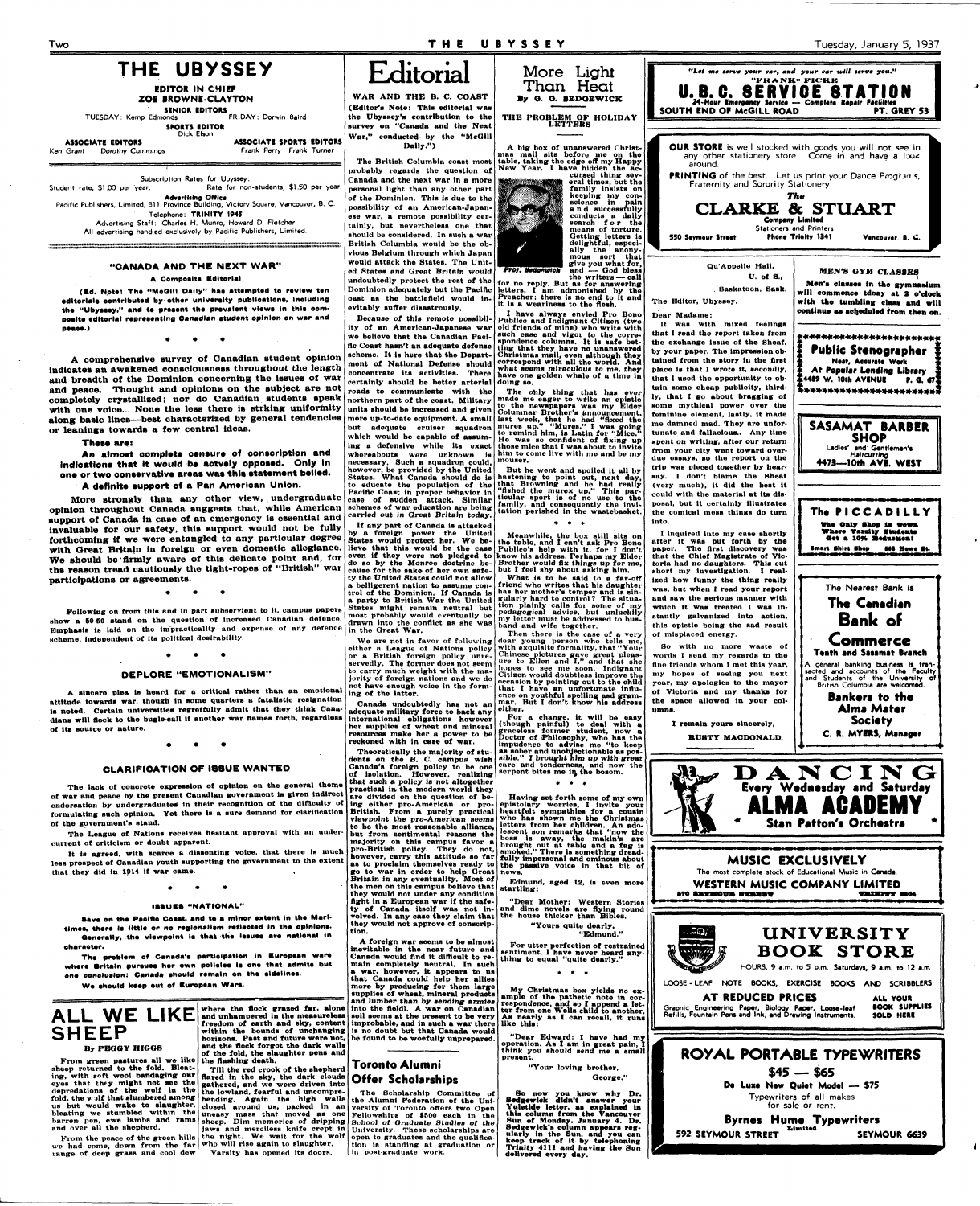# THE UBYSSEY

**EDITOR IN CHIEF**
**ZOE BROWNE-CLAYTON**

**SENIOR EDITORS**
TUESDAY: Kemp Edmonds — FRIDAY: Dorwin Baird

**SPORTS EDITOR**
Dick Elson

**ASSOCIATE EDITORS**
Ken Grant — Dorothy Cummings

**ASSOCIATE SPORTS EDITORS**
Frank Perry — Frank Turner

Subscription Rates for Ubyssey:
Student rate, $1.00 per year. — Rate for non-students, $1.50 per year

**Advertising Office**
Pacific Publishers, Limited, 311 Province Building, Victory Square, Vancouver, B. C.
Telephone: TRINITY 1945
Advertising Staff: Charles H. Munro, Howard D. Fletcher
All advertising handled exclusively by Pacific Publishers, Limited.

## "CANADA AND THE NEXT WAR"

### A Composite Editorial

**(Ed. Note: The "McGill Daily" has attempted to review ten editorials contributed by other university publications, including the "Ubyssey," and to present the prevalent views in this composite editorial representing Canadian student opinion on war and peace.)**

\* \* \*

**A comprehensive survey of Canadian student opinion indicates an awakened consciousness throughout the length and breadth of the Dominion concerning the issues of war and peace. Thought and opinions on the subject are not completely crystallized; nor do Canadian students speak with one voice... None the less there is strking uniformity along basic lines—best characterized by general tendencies or leanings towards a few central ideas.**

**These are:**

**An almost complete censure of conscription and indications that it would be actvely opposed. Only in one or two conservative areas was this statement belied.**

**A definite support of a Pan American Union.**

**More strongly than any other view, undergraduate opinion throughout Canada suggests that, while American support of Canada in case of an emergency is essential and invaluable for our safety, this support would not be fully forthcoming if we were entangled to any particular degree with Great Britain in foreign or even domestic allegiance. We should be firmly aware of this delicate point and, for the reason tread cautiously the tight-ropes of "British" war participations or agreements.**

\* \* \*

Following on from this and in part subservient to it, campus papers show a 50-50 stand on the question of increased Canadian defence. Emphasis is laid on the impracticality and expense of any defence scheme, independent of its political desirability.

\* \* \*

### DEPLORE "EMOTIONALISM"

A sincere plea is heard for a critical rather than an emotional attitude towards war, though in some quarters a fatalistic resignation is noted. Certain universities regretfully admit that they think Canadians will flock to the bugle-call if another war flames forth, regardless of its source or nature.

\* \* \*

### CLARIFICATION OF ISSUE WANTED

The lack of concrete expression of opinion on the general theme of war and peace by the present Canadian government is given indirect endorsation by undergraduates in their recognition of the difficulty of formulating such opinion. Yet there is a sure demand for clarification of the government's stand.

The League of Nations receives hesitant approval with an undercurrent of criticism or doubt apparent.

It is agreed, with scarce a dissenting voice, that there is much less prospect of Canadian youth supporting the government to the extent that they did in 1914 if war came.

\* \* \*

### ISSUES "NATIONAL"

**Save on the Pacific Coast, and to a minor extent in the Maritimes, there is little or no regionalism reflected in the opinions. Generally, the viewpoint is that the issues are national in character.**

**The problem of Canada's participation in European wars where Britain pursues her own policies is one that admits but one conclusion: Canada should remain on the sidelines.**

**We should keep out of European Wars.**

## ALL WE LIKE SHEEP

### By PEGGY HIGGS

From green pastures all we like sheep returned to the fold. Bleating, with soft wool bandaging our eyes that they might not see the depredations of the wolf in the fold, the wolf that slumbered among us but would wake to slaughter, bleating we stumbled within the barren pen, ewe lambs and rams and over all the shepherd.

From the peace of the green hills we had come, down from the far range of deep grass and cool dew where the flock grazed far, alone and unhampered in the measureless freedom of earth and sky, content within the bounds of unchanging horizons. Past and future were not, and the flock forgot the dark walls of the fold, the slaughter pens and the flashing death.

Till the red crook of the shepherd flared in the sky, the dark clouds gathered, and we were driven into the lowland, fearful and uncomprehending. Again the high walls closed around us, packed in an uneasy mass that moved as one sheep. Dim memories of dripping jaws and merciless knife crept in the night. We wait for the wolf who will rise again to slaughter.

Varsity has opened its doors.

# Editorial

## WAR AND THE B. C. COAST

**(Editor's Note: This editorial was the Ubyssey's contribution to the survey on "Canada and the Next War," conducted by the "McGill Daily.")**

The British Columbia coast most probably regards the question of Canada and the next war in a more personal light than any other part of the Dominion. This is due to the possibility of an American-Japanese war, a remote possibility certainly, but nevertheless one that should be considered. In such a war British Columbia would be the obvious Belgium through which Japan would attack the States. The United States and Great Britain would undoubtedly protect the rest of the Dominion adequately but the Pacific coast as the battlefield would inevitably suffer disastrously.

Because of this remote possibility of an American-Japanese war we believe that the Canadian Pacific Coast hasn't an adequate defense scheme. It is here that the Department of National Defense should concentrate its activities. There certainly should be better arterial roads to communicate with the northern part of the coast. Military units should be increased and given more up-to-date equipment. A small but adequate cruiser squadron which would be capable of assuming a defensive while its exact whereabouts were unknown is necessary. Such a squadron could, however, be provided by the United States. What Canada should do is to educate the population of the Pacific Coast in proper behavior in case of sudden attack. Similar schemes of war education are being carried out in Great Britain today.

If any part of Canada is attacked by a foreign power the United States would protect her. We believe that this would be the case even if they were not pledged to do so by the Monroe doctrine because for the sake of her own safety the United States could not allow a belligerent nation to assume control of the Dominion. If Canada is a party to British War the United States might remain neutral but most probably would eventually be drawn into the conflict as she was in the Great War.

We are not in favor of following either a League of Nations policy or a British foreign policy unreservedly. The former does not seem to carry much weight with the majority of foreign nations and we do not have enough voice in the forming of the latter.

Canada undoubtedly has not an adequate military force to back any international obligations however her supplies of wheat and mineral resources make her a power to be reckoned with in case of war.

Theoretically the majority of students on the B. C. campus wish Canada's foreign policy to be one of isolation. However, realizing that such a policy is not altogether practical in the modern world they are divided on the question of being either pro-American or pro-British. From a purely practical viewpoint the pro-American seems to be the most reasonable alliance, but from sentimental reasons the majority on this campus favor a pro-British policy. They do not, however, carry this attitude so far as to proclaim themselves ready to go to war in order to help Great Britain in any eventuality. Most of the men on this campus believe that they would not under any condition fight in a European war if the safety of Canada itself was not involved. In any case they claim that they would not approve of conscription.

A foreign war seems to be almost inevitable in the near future and Canada would find it difficult to remain completely neutral. In such a war, however, it appears to us that Canada could help her allies more by producing for them large supplies of wheat, mineral products and lumber than by sending armies into the field. A war on Canadian soil seems at the present to be very improbable, and in such a war there is no doubt but that Canada would be found to be woefully unprepared.

## Toronto Alumni Offer Scholarships

The Scholarship Committee of the Alumni Federation of the University of Toronto offers two Open Fellowships of $500 each in the School of Graduate Studies of the University. These scholarships are open to graduates and the qualification is standing at graduation or in post-graduate work.

# More Light Than Heat

### By G. G. SEDGEWICK

## THE PROBLEM OF HOLIDAY LETTERS

A big box of unanswered Christmas mail sits before me on the table, taking the edge off my Happy New Year. I have hidden the accursed thing several times, but the family insists on keeping my conscience in pain and successfully conducts a daily search for the means of torture. Getting letters is delightful, especially the anonymous sort that give you what for, and — God bless the writers — call for no reply. But as for answering letters, I am admonished by the Preacher: there is no end to it and it is a weariness to the flesh.

Prof. Sedgewick

I have always envied Pro Bono Publico and Indignant Citizen (two old friends of mine) who write with such ease and vigor to the correspondence columns. It is safe betting that they have no unanswered Christmas mail, even although they correspond with all the world. And what seems miraculous to me, they have one golden whale of a time in doing so.

The only thing that has ever made me eager to write an epistle to the newspapers was my Elder Brother's announcement, last week, that he had "fixed the mures up." "Mures," I was going to remind him, is Latin for "Mice." He was so confident of fixing up those mice that I was about to invite him to come live with me and be my mouser.

But he went and spoiled it all by hastening to point out, next day, that Browning and he had really "fished the murex up." This particular sport is of no use to the family, and consequently the invitation perished in the wastebasket.

\* \* \*

Meanwhile, the box still sits on the table, and I can't ask Pro Bono Publico's help with it, for I don't know his address. Perhaps my Elder Brother would fix things up for me, but I feel shy about asking him.

What is to be said to a far-off friend who writes that his daughter has her mother's temper and is singularly hard to control? The situation plainly calls for some of my pedagogical advice, but unluckily my letter must be addressed to husband and wife together.

Then there is the case of a very dear young person who tells me, with exquisite formality, that "Your Chinese pictures gave great pleasure to Ellen and I," and that she hopes to see me soon. Indignant Citizen would doubtless improve the occasion by pointing out to the child that I have an unfortunate influence on youthful spelling and grammar. But I don't know his address either.

For a change, it will be easy (though painful) to deal with a graceless former student, now a Doctor of Philosophy, who has the impudence to advise me "to keep as sober and unobjectionable as possible." *I brought him up with great care and tenderness*, and now the serpent bites me in the bosom.

\* \* \*

Having set forth some of my own epistolary worries, I invite your heartfelt sympathies for a cousin who has shown me the Christmas letters from her children. An adolescent son remarks that "now the boss is away, the makin's are brought out at table and a fag is smoked." There is something dreadfully impersonal and ominous about the passive voice in that bit of news.

Edmund, aged 12, is even more startling:

"Dear Mother: Western Stories and dime novels are flying round the house thicker than Bibles.

"Yours quite dearly,
"Edmund."

For utter perfection of restrained sentiment, I have never heard anything to equal "quite dearly."

\* \* \*

My Christmas box yields no example of the pathetic note in correspondence, and so I append a letter from one Wells child to another. As nearly as I can recall, it runs like this:

"Dear Edward: I have had my operation. As I am in great pain, I think you should send me a small present.

"Your loving brother,
George."

**So now you know why Dr. Sedgewick didn't answer your Yuletide letter, as explained in this column from the Vancouver Sun of Monday, January 4. Dr. Sedgewick's column appears regularly in the Sun, and you can keep track of it by telephoning Trinity 4111 and having the Sun delivered every day.**

---

"Let me serve your car, and your car will serve you."
"FRANK" FICKE

**U. B. C. SERVICE STATION**
24-Hour Emergency Service — Complete Repair Facilities
SOUTH END OF McGILL ROAD — PT. GREY 53

---

**OUR STORE** is well stocked with goods you will not see in any other stationery store. Come in and have a look around.

**PRINTING** of the best. Let us print your Dance Programs, Fraternity and Sorority Stationery.

*The*
**CLARKE & STUART**
Company Limited
Stationers and Printers
550 Seymour Street — Phone Trinity 1341 — Vancouver B. C.

---

Qu'Appelle Hall,
U. of S.,
Saskatoon, Sask.

The Editor, Ubyssey.

Dear Madame:

It was with mixed feelings that I read the report taken from the exchange issue of the Sheaf, by your paper. The impression obtained from the story in the first place is that I wrote it, secondly, that I used the opportunity to obtain some cheap publicity, thirdly, that I go about bragging of some mythical power over the feminine element, lastly, it made me damned mad. They are unfortunate and fallacious.. Any time spent on writing, after our return from your city went toward overdue essays, so the report on the trip was pieced together by hearsay. I don't blame the Sheaf (very much), it did the best it could with the material at its disposal, but it certainly illustrates the comical mess things do turn into.

I inquired into my case shortly after it was put forth by the paper. The first discovery was that the Chief Magistrate of Victoria had no daughters. This cut short my investigation. I realized how funny the thing really was, but when I read your report and saw the serious manner with which it was treated I was instantly galvanized into action, this epistle being the end result of misplaced energy.

So with no more waste of words I send my regards to the fine friends whom I met this year, my hopes of seeing you next year, my apologies to the mayor of Victoria and my thanks for the space allowed in your columns.

I remain yours sincerely,

RUSTY MACDONALD.

---

**MEN'S GYM CLASSES**

Men's classes in the gymnasium will commence today at 2 o'clock with the tumbling class and will continue as scheduled from then on.

---

**Public Stenographer**
Neat, Accurate Work
At Popular Lending Library
4489 W. 10th AVENUE — P. G. 67

---

**SASAMAT BARBER SHOP**
Ladies' and Gentlemen's Haircutting
4473—10th AVE. WEST

---

**The PICCADILLY**
The Only Shop in Town Where Varsity Students Get a 10% Reduction!
Smart Shirt Shop — 668 Howe St.

---

The Nearest Bank is
**The Canadian Bank of Commerce**
Tenth and Sasamat Branch
A general banking business is transacted and accounts of the Faculty and Students of the University of British Columbia are welcomed.
**Bankers to the Alma Mater Society**
C. R. MYERS, Manager

---

**DANCING**
Every Wednesday and Saturday
**ALMA ACADEMY**
Stan Patton's Orchestra

---

**MUSIC EXCLUSIVELY**
The most complete stock of Educational Music in Canada.
**WESTERN MUSIC COMPANY LIMITED**
570 SEYMOUR STREET — TRINITY 6004

---

**UNIVERSITY BOOK STORE**
HOURS, 9 a.m. to 5 p.m. Saturdays, 9 a.m. to 12 a.m.

LOOSE-LEAF NOTE BOOKS, EXERCISE BOOKS AND SCRIBBLERS

**AT REDUCED PRICES**
Graphic, Engineering Paper, Biology Paper, Loose-leaf Refills, Fountain Pens and Ink, and Drawing Instruments.
ALL YOUR BOOK SUPPLIES SOLD HERE

---

**ROYAL PORTABLE TYPEWRITERS**
**$45 — $65**
De Luxe New Quiet Model — $75
Typewriters of all makes for sale or rent.
**Byrnes Hume Typewriters** Limited
592 SEYMOUR STREET — SEYMOUR 6639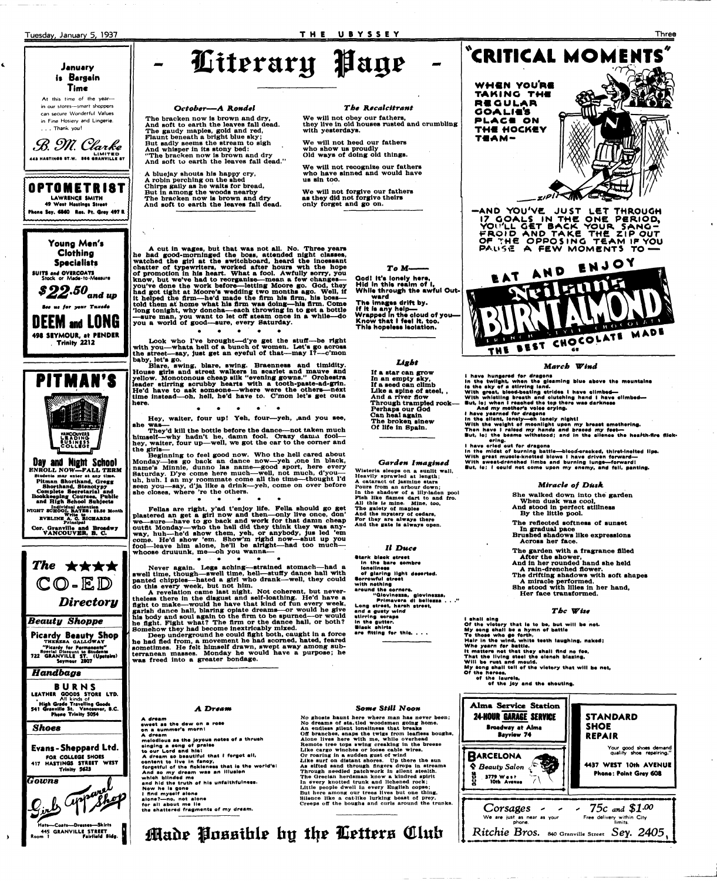# Literary Page

### October—A Rondel

The bracken now is brown and dry,
And soft to earth the leaves fall dead.
The gaudy maples, gold and red,
Flaunt beneath a bright blue sky;
But sadly seems the stream to sigh
And whisper in its stony bed:
"The bracken now is brown and dry
And soft to earth the leaves fall dead."

A bluejay shouts his happy cry,
A robin perching on the shed
Chirps gaily as he waits for bread,
But in among the woods nearby
The bracken now is brown and dry
And soft to earth the leaves fall dead.

### The Recalcitrant

We will not obey our fathers,
they live in old houses rusted and crumbling
with yesterdays.

We will not heed our fathers
who show us proudly
Old ways of doing old things.

We will not recognize our fathers
who have sinned and would have
us sin too.

We will not forgive our fathers
as they did not forgive theirs
only forget and go on.

---

A cut in wages, but that was not all. No. Three years he had good-morninged the boss, attended night classes, watched the girl at the switchboard, heard the incessant chatter of typewriters, worked after hours wth the hope of promotion in his heart. What a fool. Awfully sorry, you know, but we've had to reorganize—mean a few changes—you've done the work before—letting Moore go. God, they had got tight at Moore's wedding two months ago. Well, if it helped the firm—he'd made the firm his firm, his boss—told them at home what his firm was doing—his firm. Come 'long tonight, why doncha—each throwing in to get a bottle—sure man, you want to let off steam once in a while—do you a world of good—sure, every Saturday.

\* \* \* \* \*

Look who I've brought—d'ye get the stuff—be right with you—whata hell of a bunch of women. Let's go across the street—say, just get an eyeful of that—may I?—c'mon baby, let's go.

Blare, swing, blare, swing. Braenness and timidity. House girls and street walkers in scarlet and mauve and yellow. Monotonous cheap silk "evening gowns." Orchestra leader stirring scrubby hearts with a tooth-paste-ad-grin. He'd have to ask someone—where were the others—next time instead—oh, hell, he'd have to. C'mon let's get outa here.

\* \* \* \* \*

Hey, waiter, four up! Yeh, four—yeh, ,and you see, she was—

They'd kill the bottle before the dance—not taken much himself—why hadn't he, damn fool. Crazy damn fool—hey, waiter, four up—well, we got the car to the corner and the girls—

Beginning to feel good now. Who the hell cared about Monday—les go back an dance now—yeh ,one in black, name's Minnie, dunno las name—good sport, here every Saturday. D'ye come here much—well, not much, d'you—uh, huh. I an my roommate come all the time—thought I'd seen you—say, d'ja like a drink—yeh, come on over before she closes, where 're the others.

\* \* \* \* \*

Fellas are right, y'ad t'enjoy life. Fella should go get plastered en get a girl now and then—only live once, don' we—sure—have to go back and work for that damn cheap outfit Monday—who the hell did they think they was anyway, huh—he'd show them, yeh, or anybody, jus led 'em come. He'd show 'em. Show'm righd now—shut up you fool—leave him alone, he'll be alright—had too much—whoose druuunk, me—oh you wanna—

\* \* \* \* \*

Never again. Legs aching—strained stomach—had a swell time, though—swell time, hell—stuffy dance hall with panted chippies—hated a girl who drank—well, they could do this every week, but not him.

A revelation came last night. Not coherent, but nevertheless there in the disgust and self-loathing. He'd have a fight to make—would he have that kind of fun every week, garish dance hall, blaring opiate dreams—or would he give his body and soul again to the firm to be spurned—or would he fight. Fight what? The firm or the dance hall, or both? Somehow they had become inextricably mixed.

Deep underground he could fight both, caught in a force he had fled from, a movement he had scorned, hated, feared sometimes. He felt himself drawn, swept away among subterranean masses. Monday he would have a purpose; he was freed into a greater bondage.

---

### To M——

God! It's lonely here,
Hid in this realm of I,
While through the awful Outward
The images drift by.
If it is any help—
Wrapped in the cloud of you—
Know that I feel it, too.
This hopeless isolation.

### Light

If a star can grow
In an empty sky,
If a seed can climb
Like a spine of steel, ,
And a river flow
Through trampled rock—
Perhaps our God
Can heal again
The broken sinew
Of life in Spain.

### Garden Imagined

Wisteria sleeps on a sunlit wall,
Heavily sprawled at length;
A cataract of jasmine stars
Pours from an arbour down;
In the shadow of a lily-laden pool
Fish like flames dart to and fro.
All this is mine. Mine, too,
The gaiety of maples
And the mystery of cedars,
For they are always there
And the gate is always open.

### Il Duce

Stark black street
in the bare sombre
loneliness
of glaring light deserted.
Sorrowful street
with nothing
around the corners.
"Giovinezza, giovinezza,
Primavera di bellezza . . ."
Long street, harsh street,
and a gusty wind
stirring scraps
in the gutter.
Black shirts
are fitting for this. . . .

---

### March Wind

I have hungered for dragons
In the twilight, when the gleaming blue above the mountains
Is the sky of a stirring land.
With great, blood-beating strides I have climbed—
With whistling breath and clutching hand I have climbed—
But, lo; when I reached the top there was darkness
And my mother's voice crying.
I have yearned for dragons
In the silent, lonely—oh lonely night!
With the weight of moonlight upon my breast smothering.
Then have I raised my hands and braced my feet—
But, lo; the beams withstood; and in the silence the hearth-fire flickering.
I have cried out for dragons
In the midst of burning battle—blood-cracked, thirst-knotted lips.
With great muscle-knotted blows I have driven forward—
With sweat-drenched limbs and burning lunge—forward!
But, lo; I could not come upon my enemy, and fell, panting.

### Miracle of Dusk

She walked down into the garden
When dusk was cool,
And stood in perfect stillness
By the little pool.

The reflected softness of sunset
In gradual pace
Brushed shadows like expressions
Across her face.

The garden with a fragrance filled
After the shower,
And in her rounded hand she held
A rain-drenched flower.
The drifting shadows with soft shapes
A miracle performed.
She stood with lilies in her hand,
Her face transformed.

### The Wise

I shall sing
Of the victory that is to be, but will be not.
My song shall be a hymn of battle
To those who go forth,
Hair in the wind, white teeth laughing, naked;
Who yearn for battle.
It matters not that they shall find no foe,
That the living steel the clench blazing,
Will be rust and mould.
My song shall tell of the victory that will be not,
Of the heroes,
of the laurels,
of the joy and the shouting.

---

### A Dream

A dream
sweet as the dew on a rose
on a summer's morn!
A dream
melodious as the joyous notes of a thrush
singing a song of praise
to our Lord and his!
A dream so beautiful that I forgot all,
content to live in fancy,
forgetful of the fickleness that is the world's!
And so my dream was an illusion
which blinded me
and hid the truth of his unfaithfulness.
Now he is gone
I find myself alone
alone?—no, not alone
for all about me lie
the shattered fragments of my dream.

### Some Still Noon

No ghosts haunt here where man has never been;
No dreams of sta.tled woodmen going home.
An endless silent loneliness that breaks
Off branches, snaps the twigs from leafless boughs,
Alone lives here with me, while overhead
Remote tree tops swing creaking in the breeze
Like cargo winches or loose cable wires,
Or roaring in a sudden gust of wind
Like surf on distant shores. Up there the sun
As sifted sand through fingers drops in streams
Through needled patchwork in silent stealth.
The Grecian herdsman knew a kindred spirit
In every knotted trunk and lichened rock;
Little people dwell in every English copse;
But here among our trees lives but one thing.
Silence like a cat-like lurking beast of prey,
Creeps off the boughs and curls around the trunks.

**Made Possible by the Letters Club**

---

**January is Bargain Time**

At this time of the year—in our stores—smart shoppers can secure Wonderful Values in Fine Hosiery and Lingerie. . . . Thank you!

**B. M. Clarke** LIMITED
443 HASTINGS ST. W. 866 GRANVILLE ST

---

**OPTOMETRIST**
LAWRENCE SMITH
49 West Hastings Street
Phone Sey. 4860 Res. Pt. Grey 497 R

---

**Young Men's Clothing Specialists**
SUITS and OVERCOATS
Stock or Made-to-Measure
**$22.50 and up**
See us for your Tuxedo
**DEEM and LONG**
498 SEYMOUR, at PENDER
Trinity 2212

---

**PITMAN'S**
VANCOUVER'S LEADING BUSINESS COLLEGE
**Day and Night School**
ENROLL NOW—FALL TERM
Students may enter at any time.
Pitman Shorthand, Gregg Shorthand, Stenotypy
Complete Secretarial and Bookkeeping Courses, Public and High School Subjects
Individual attention
NIGHT SCHOOL RATES: $5.00 Month
Write to
EVELINE A. C. RICHARDS
Principal
Cor. Granville and Broadwy
VANCOUVER, B. C.

---

**The \*\*\*\* CO-ED Directory**

**Beauty Shoppe**
Picardy Beauty Shop
THERESA GALLOWAY
"Picardy for Permanents"
Special Discount to Students
722 GRANVILLE ST. (Upstairs)
Seymour 2807

**Handbags**
BURNS
LEATHER GOODS STORE LTD.
All kinds of
High Grade Travelling Goods
541 Granville St. Vancouver, B.C.
Phone Trinity 5054

**Shoes**
Evans - Sheppard Ltd.
FOR COLLEGE SHOES
417 HASTINGS STREET WEST
Trinity 5623

**Gowns**
Girls' Apparel Shop
Hats—Coats—Dresses—Skirts
445 GRANVILLE STREET
Room 1 Fairfield Bldg.

---

**"CRITICAL MOMENTS"**

WHEN YOU'RE TAKING THE REGULAR GOALIE'S PLACE ON THE HOCKEY TEAM—

—AND YOU'VE JUST LET THROUGH 17 GOALS IN THE ONE PERIOD, YOU'LL GET BACK YOUR SANG-FROID AND TAKE THE ZIP OUT OF THE OPPOSING TEAM IF YOU PAUSE A FEW MOMENTS TO—

EAT AND ENJOY
Neilson's BURNT ALMOND
FRENCH STYLE CHOCOLATE
THE BEST CHOCOLATE MADE

---

**Alma Service Station**
24-HOUR GARAGE SERVICE
Broadway at Alma
Bayview 74

**BARCELONA**
Beauty Salon
3779 West 10th Avenue

**STANDARD SHOE REPAIR**
"Your good shoes demand quality shoe repairing."
4437 WEST 10th AVENUE
Phone: Point Grey 608

**Corsages - - 75c and $1.00**
We are just as near as your phone. Free delivery within City limits.
Ritchie Bros. 840 Granville Street Sey. 2405